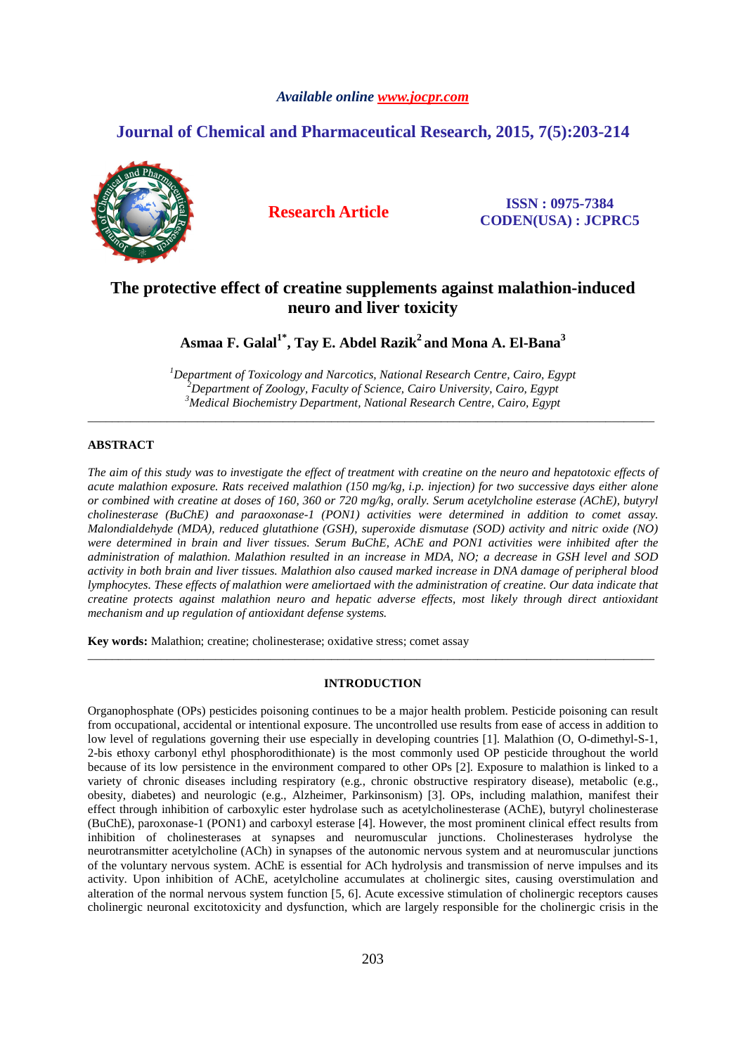*Available online www.jocpr.com*

## Journal of Chemical and Pharmaceutical Research, 2015, 7(5):203-214

**Research Article** | **ISSN : 0975-7384 CODEN(USA) : JCPRC5**

# The protective effect of creatine supplements against malathion-induced neuro and liver toxicity

**Asmaa F. Galal[1*], Tay E. Abdel Razik[2] and Mona A. El-Bana[3]**

*[1]Department of Toxicology and Narcotics, National Research Centre, Cairo, Egypt*
*[2]Department of Zoology, Faculty of Science, Cairo University, Cairo, Egypt*
*[3]Medical Biochemistry Department, National Research Centre, Cairo, Egypt*

---

## ABSTRACT

*The aim of this study was to investigate the effect of treatment with creatine on the neuro and hepatotoxic effects of acute malathion exposure. Rats received malathion (150 mg/kg, i.p. injection) for two successive days either alone or combined with creatine at doses of 160, 360 or 720 mg/kg, orally. Serum acetylcholine esterase (AChE), butyryl cholinesterase (BuChE) and paraoxonase-1 (PON1) activities were determined in addition to comet assay. Malondialdehyde (MDA), reduced glutathione (GSH), superoxide dismutase (SOD) activity and nitric oxide (NO) were determined in brain and liver tissues. Serum BuChE, AChE and PON1 activities were inhibited after the administration of malathion. Malathion resulted in an increase in MDA, NO; a decrease in GSH level and SOD activity in both brain and liver tissues. Malathion also caused marked increase in DNA damage of peripheral blood lymphocytes. These effects of malathion were ameliortaed with the administration of creatine. Our data indicate that creatine protects against malathion neuro and hepatic adverse effects, most likely through direct antioxidant mechanism and up regulation of antioxidant defense systems.*

**Key words:** Malathion; creatine; cholinesterase; oxidative stress; comet assay

---

## INTRODUCTION

Organophosphate (OPs) pesticides poisoning continues to be a major health problem. Pesticide poisoning can result from occupational, accidental or intentional exposure. The uncontrolled use results from ease of access in addition to low level of regulations governing their use especially in developing countries [1]. Malathion (O, O-dimethyl-S-1, 2-bis ethoxy carbonyl ethyl phosphorodithionate) is the most commonly used OP pesticide throughout the world because of its low persistence in the environment compared to other OPs [2]. Exposure to malathion is linked to a variety of chronic diseases including respiratory (e.g., chronic obstructive respiratory disease), metabolic (e.g., obesity, diabetes) and neurologic (e.g., Alzheimer, Parkinsonism) [3]. OPs, including malathion, manifest their effect through inhibition of carboxylic ester hydrolase such as acetylcholinesterase (AChE), butyryl cholinesterase (BuChE), paroxonase-1 (PON1) and carboxyl esterase [4]. However, the most prominent clinical effect results from inhibition of cholinesterases at synapses and neuromuscular junctions. Cholinesterases hydrolyse the neurotransmitter acetylcholine (ACh) in synapses of the autonomic nervous system and at neuromuscular junctions of the voluntary nervous system. AChE is essential for ACh hydrolysis and transmission of nerve impulses and its activity. Upon inhibition of AChE, acetylcholine accumulates at cholinergic sites, causing overstimulation and alteration of the normal nervous system function [5, 6]. Acute excessive stimulation of cholinergic receptors causes cholinergic neuronal excitotoxicity and dysfunction, which are largely responsible for the cholinergic crisis in the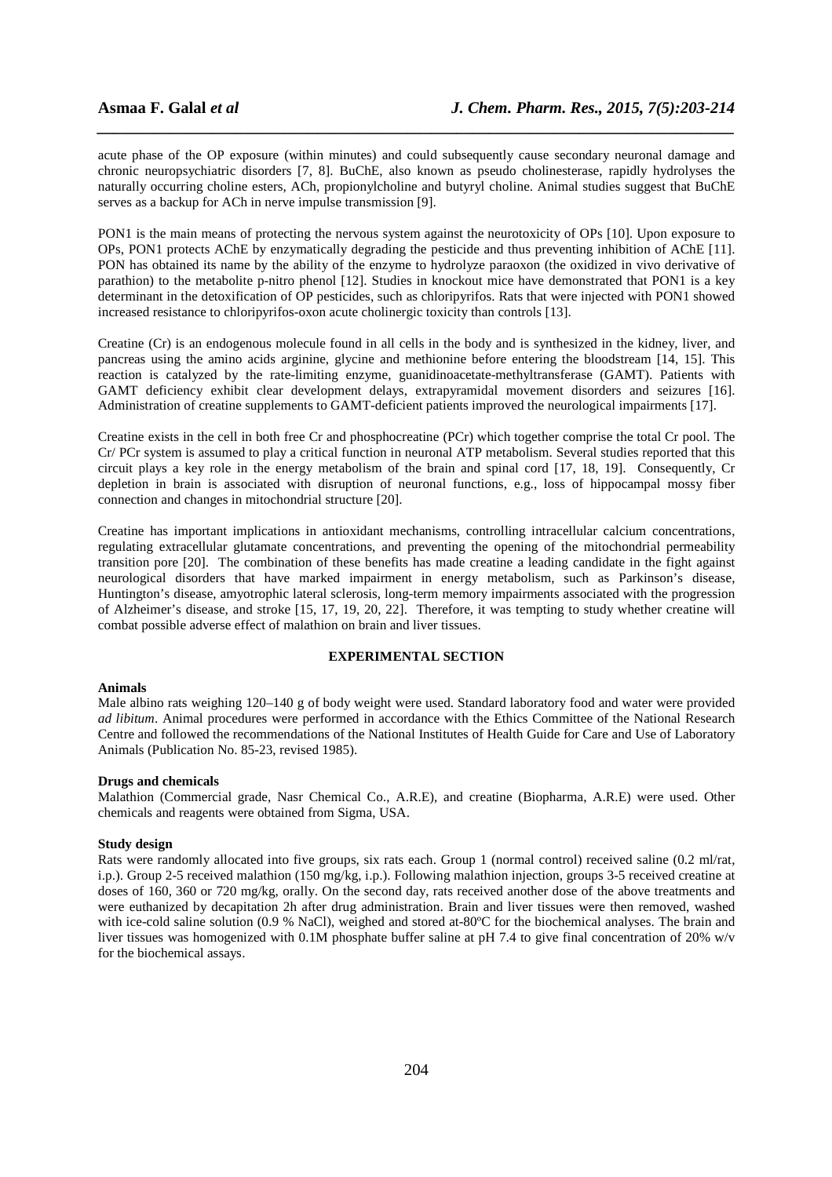acute phase of the OP exposure (within minutes) and could subsequently cause secondary neuronal damage and chronic neuropsychiatric disorders [7, 8]. BuChE, also known as pseudo cholinesterase, rapidly hydrolyses the naturally occurring choline esters, ACh, propionylcholine and butyryl choline. Animal studies suggest that BuChE serves as a backup for ACh in nerve impulse transmission [9].

PON1 is the main means of protecting the nervous system against the neurotoxicity of OPs [10]. Upon exposure to OPs, PON1 protects AChE by enzymatically degrading the pesticide and thus preventing inhibition of AChE [11]. PON has obtained its name by the ability of the enzyme to hydrolyze paraoxon (the oxidized in vivo derivative of parathion) to the metabolite p-nitro phenol [12]. Studies in knockout mice have demonstrated that PON1 is a key determinant in the detoxification of OP pesticides, such as chloripyrifos. Rats that were injected with PON1 showed increased resistance to chloripyrifos-oxon acute cholinergic toxicity than controls [13].

Creatine (Cr) is an endogenous molecule found in all cells in the body and is synthesized in the kidney, liver, and pancreas using the amino acids arginine, glycine and methionine before entering the bloodstream [14, 15]. This reaction is catalyzed by the rate-limiting enzyme, guanidinoacetate-methyltransferase (GAMT). Patients with GAMT deficiency exhibit clear development delays, extrapyramidal movement disorders and seizures [16]. Administration of creatine supplements to GAMT-deficient patients improved the neurological impairments [17].

Creatine exists in the cell in both free Cr and phosphocreatine (PCr) which together comprise the total Cr pool. The Cr/ PCr system is assumed to play a critical function in neuronal ATP metabolism. Several studies reported that this circuit plays a key role in the energy metabolism of the brain and spinal cord [17, 18, 19]. Consequently, Cr depletion in brain is associated with disruption of neuronal functions, e.g., loss of hippocampal mossy fiber connection and changes in mitochondrial structure [20].

Creatine has important implications in antioxidant mechanisms, controlling intracellular calcium concentrations, regulating extracellular glutamate concentrations, and preventing the opening of the mitochondrial permeability transition pore [20]. The combination of these benefits has made creatine a leading candidate in the fight against neurological disorders that have marked impairment in energy metabolism, such as Parkinson's disease, Huntington's disease, amyotrophic lateral sclerosis, long-term memory impairments associated with the progression of Alzheimer's disease, and stroke [15, 17, 19, 20, 22]. Therefore, it was tempting to study whether creatine will combat possible adverse effect of malathion on brain and liver tissues.

## EXPERIMENTAL SECTION

**Animals**

Male albino rats weighing 120–140 g of body weight were used. Standard laboratory food and water were provided *ad libitum*. Animal procedures were performed in accordance with the Ethics Committee of the National Research Centre and followed the recommendations of the National Institutes of Health Guide for Care and Use of Laboratory Animals (Publication No. 85-23, revised 1985).

**Drugs and chemicals**

Malathion (Commercial grade, Nasr Chemical Co., A.R.E), and creatine (Biopharma, A.R.E) were used. Other chemicals and reagents were obtained from Sigma, USA.

**Study design**

Rats were randomly allocated into five groups, six rats each. Group 1 (normal control) received saline (0.2 ml/rat, i.p.). Group 2-5 received malathion (150 mg/kg, i.p.). Following malathion injection, groups 3-5 received creatine at doses of 160, 360 or 720 mg/kg, orally. On the second day, rats received another dose of the above treatments and were euthanized by decapitation 2h after drug administration. Brain and liver tissues were then removed, washed with ice-cold saline solution (0.9 % NaCl), weighed and stored at-80ºC for the biochemical analyses. The brain and liver tissues was homogenized with 0.1M phosphate buffer saline at pH 7.4 to give final concentration of 20% w/v for the biochemical assays.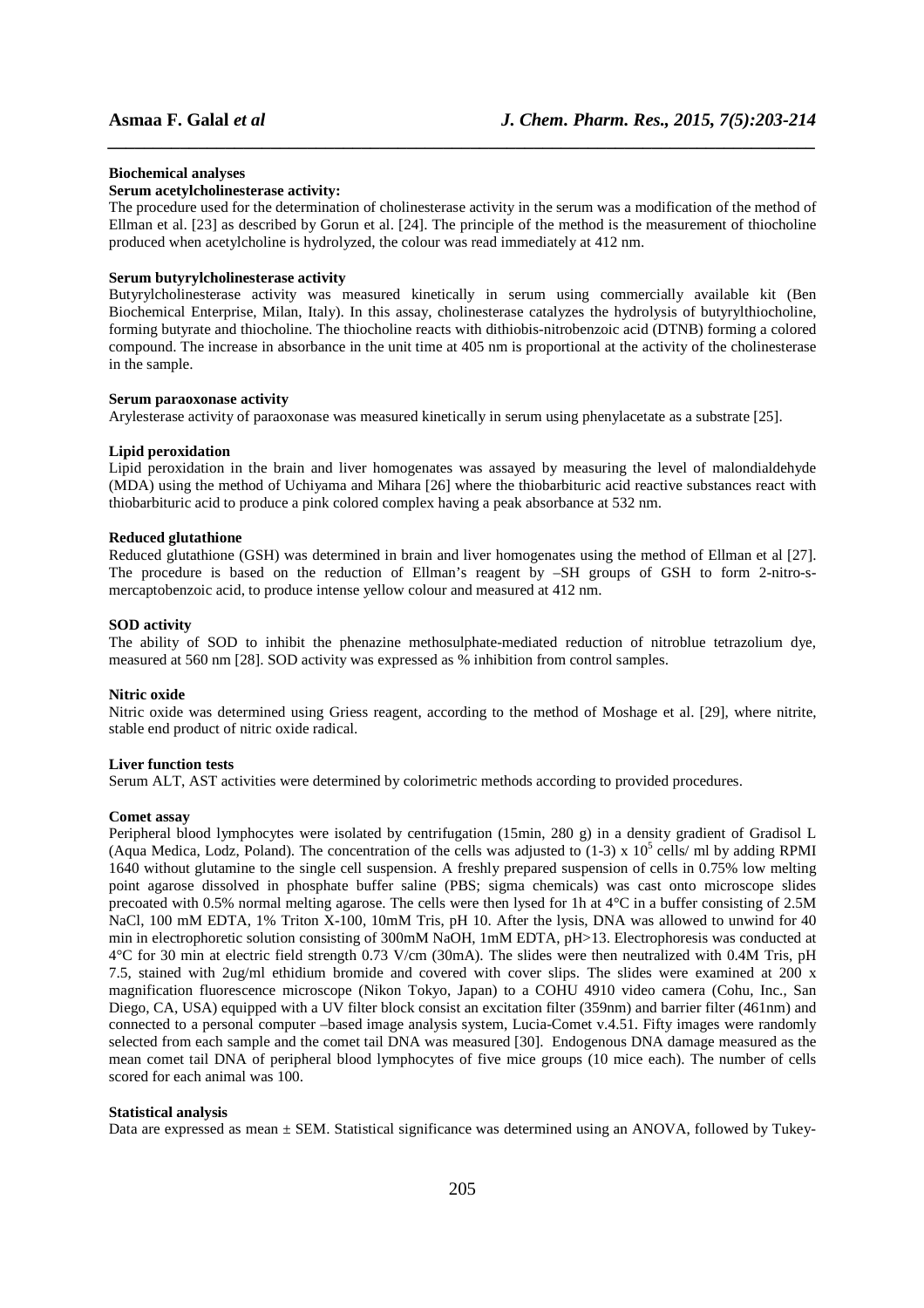### Biochemical analyses

#### Serum acetylcholinesterase activity:

The procedure used for the determination of cholinesterase activity in the serum was a modification of the method of Ellman et al. [23] as described by Gorun et al. [24]. The principle of the method is the measurement of thiocholine produced when acetylcholine is hydrolyzed, the colour was read immediately at 412 nm.

#### Serum butyrylcholinesterase activity

Butyrylcholinesterase activity was measured kinetically in serum using commercially available kit (Ben Biochemical Enterprise, Milan, Italy). In this assay, cholinesterase catalyzes the hydrolysis of butyrylthiocholine, forming butyrate and thiocholine. The thiocholine reacts with dithiobis-nitrobenzoic acid (DTNB) forming a colored compound. The increase in absorbance in the unit time at 405 nm is proportional at the activity of the cholinesterase in the sample.

#### Serum paraoxonase activity

Arylesterase activity of paraoxonase was measured kinetically in serum using phenylacetate as a substrate [25].

#### Lipid peroxidation

Lipid peroxidation in the brain and liver homogenates was assayed by measuring the level of malondialdehyde (MDA) using the method of Uchiyama and Mihara [26] where the thiobarbituric acid reactive substances react with thiobarbituric acid to produce a pink colored complex having a peak absorbance at 532 nm.

#### Reduced glutathione

Reduced glutathione (GSH) was determined in brain and liver homogenates using the method of Ellman et al [27]. The procedure is based on the reduction of Ellman's reagent by –SH groups of GSH to form 2-nitro-s-mercaptobenzoic acid, to produce intense yellow colour and measured at 412 nm.

#### SOD activity

The ability of SOD to inhibit the phenazine methosulphate-mediated reduction of nitroblue tetrazolium dye, measured at 560 nm [28]. SOD activity was expressed as % inhibition from control samples.

#### Nitric oxide

Nitric oxide was determined using Griess reagent, according to the method of Moshage et al. [29], where nitrite, stable end product of nitric oxide radical.

#### Liver function tests

Serum ALT, AST activities were determined by colorimetric methods according to provided procedures.

#### Comet assay

Peripheral blood lymphocytes were isolated by centrifugation (15min, 280 g) in a density gradient of Gradisol L (Aqua Medica, Lodz, Poland). The concentration of the cells was adjusted to (1-3) x $10^5$ cells/ ml by adding RPMI 1640 without glutamine to the single cell suspension. A freshly prepared suspension of cells in 0.75% low melting point agarose dissolved in phosphate buffer saline (PBS; sigma chemicals) was cast onto microscope slides precoated with 0.5% normal melting agarose. The cells were then lysed for 1h at 4°C in a buffer consisting of 2.5M NaCl, 100 mM EDTA, 1% Triton X-100, 10mM Tris, pH 10. After the lysis, DNA was allowed to unwind for 40 min in electrophoretic solution consisting of 300mM NaOH, 1mM EDTA, pH>13. Electrophoresis was conducted at 4°C for 30 min at electric field strength 0.73 V/cm (30mA). The slides were then neutralized with 0.4M Tris, pH 7.5, stained with 2ug/ml ethidium bromide and covered with cover slips. The slides were examined at 200 x magnification fluorescence microscope (Nikon Tokyo, Japan) to a COHU 4910 video camera (Cohu, Inc., San Diego, CA, USA) equipped with a UV filter block consist an excitation filter (359nm) and barrier filter (461nm) and connected to a personal computer –based image analysis system, Lucia-Comet v.4.51. Fifty images were randomly selected from each sample and the comet tail DNA was measured [30]. Endogenous DNA damage measured as the mean comet tail DNA of peripheral blood lymphocytes of five mice groups (10 mice each). The number of cells scored for each animal was 100.

#### Statistical analysis

Data are expressed as mean ± SEM. Statistical significance was determined using an ANOVA, followed by Tukey-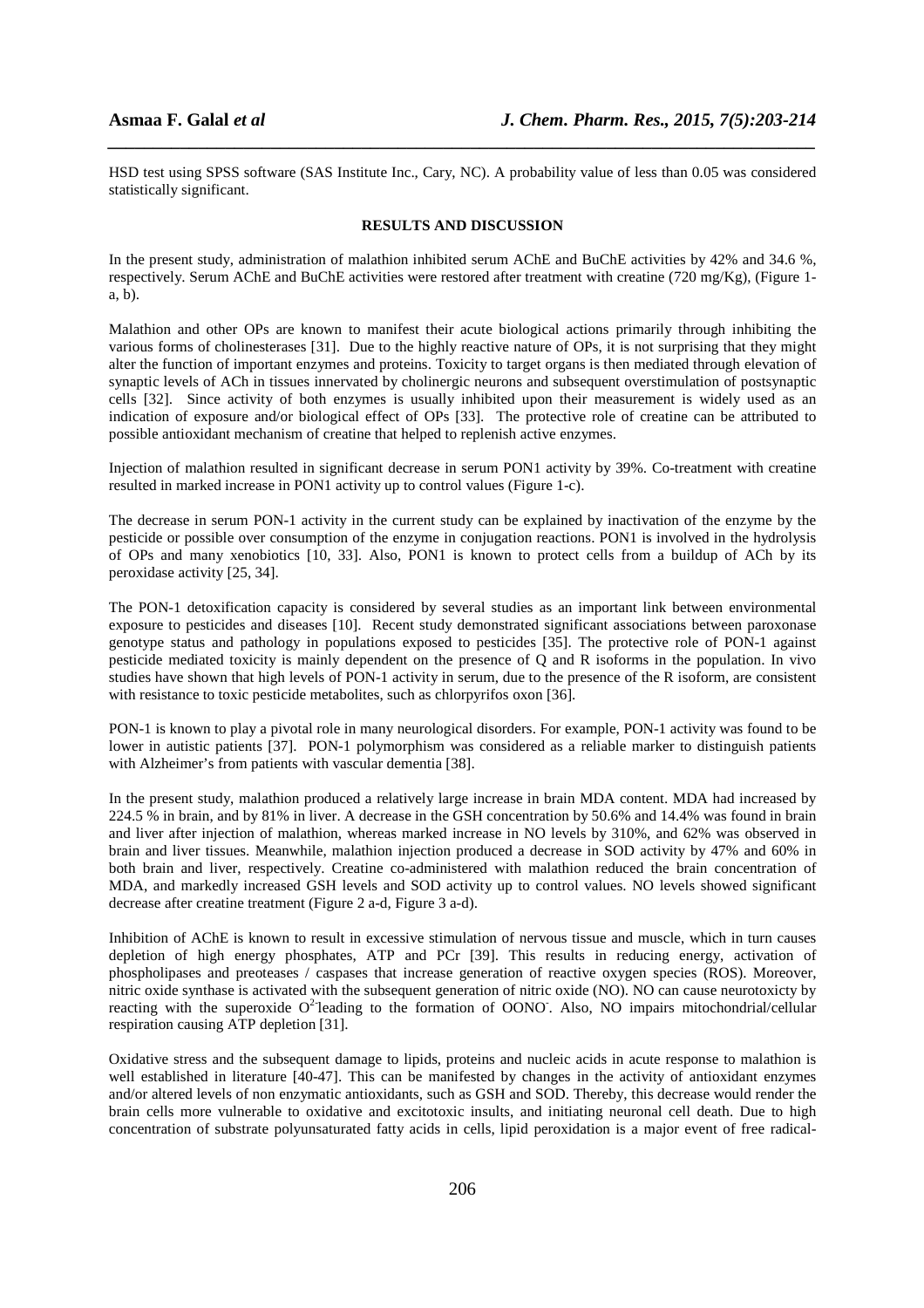HSD test using SPSS software (SAS Institute Inc., Cary, NC). A probability value of less than 0.05 was considered statistically significant.

## RESULTS AND DISCUSSION

In the present study, administration of malathion inhibited serum AChE and BuChE activities by 42% and 34.6 %, respectively. Serum AChE and BuChE activities were restored after treatment with creatine (720 mg/Kg), (Figure 1-a, b).

Malathion and other OPs are known to manifest their acute biological actions primarily through inhibiting the various forms of cholinesterases [31]. Due to the highly reactive nature of OPs, it is not surprising that they might alter the function of important enzymes and proteins. Toxicity to target organs is then mediated through elevation of synaptic levels of ACh in tissues innervated by cholinergic neurons and subsequent overstimulation of postsynaptic cells [32]. Since activity of both enzymes is usually inhibited upon their measurement is widely used as an indication of exposure and/or biological effect of OPs [33]. The protective role of creatine can be attributed to possible antioxidant mechanism of creatine that helped to replenish active enzymes.

Injection of malathion resulted in significant decrease in serum PON1 activity by 39%. Co-treatment with creatine resulted in marked increase in PON1 activity up to control values (Figure 1-c).

The decrease in serum PON-1 activity in the current study can be explained by inactivation of the enzyme by the pesticide or possible over consumption of the enzyme in conjugation reactions. PON1 is involved in the hydrolysis of OPs and many xenobiotics [10, 33]. Also, PON1 is known to protect cells from a buildup of ACh by its peroxidase activity [25, 34].

The PON-1 detoxification capacity is considered by several studies as an important link between environmental exposure to pesticides and diseases [10]. Recent study demonstrated significant associations between paroxonase genotype status and pathology in populations exposed to pesticides [35]. The protective role of PON-1 against pesticide mediated toxicity is mainly dependent on the presence of Q and R isoforms in the population. In vivo studies have shown that high levels of PON-1 activity in serum, due to the presence of the R isoform, are consistent with resistance to toxic pesticide metabolites, such as chlorpyrifos oxon [36].

PON-1 is known to play a pivotal role in many neurological disorders. For example, PON-1 activity was found to be lower in autistic patients [37]. PON-1 polymorphism was considered as a reliable marker to distinguish patients with Alzheimer's from patients with vascular dementia [38].

In the present study, malathion produced a relatively large increase in brain MDA content. MDA had increased by 224.5 % in brain, and by 81% in liver. A decrease in the GSH concentration by 50.6% and 14.4% was found in brain and liver after injection of malathion, whereas marked increase in NO levels by 310%, and 62% was observed in brain and liver tissues. Meanwhile, malathion injection produced a decrease in SOD activity by 47% and 60% in both brain and liver, respectively. Creatine co-administered with malathion reduced the brain concentration of MDA, and markedly increased GSH levels and SOD activity up to control values. NO levels showed significant decrease after creatine treatment (Figure 2 a-d, Figure 3 a-d).

Inhibition of AChE is known to result in excessive stimulation of nervous tissue and muscle, which in turn causes depletion of high energy phosphates, ATP and PCr [39]. This results in reducing energy, activation of phospholipases and preoteases / caspases that increase generation of reactive oxygen species (ROS). Moreover, nitric oxide synthase is activated with the subsequent generation of nitric oxide (NO). NO can cause neurotoxicty by reacting with the superoxide $O^2$ leading to the formation of $OONO^-$. Also, NO impairs mitochondrial/cellular respiration causing ATP depletion [31].

Oxidative stress and the subsequent damage to lipids, proteins and nucleic acids in acute response to malathion is well established in literature [40-47]. This can be manifested by changes in the activity of antioxidant enzymes and/or altered levels of non enzymatic antioxidants, such as GSH and SOD. Thereby, this decrease would render the brain cells more vulnerable to oxidative and excitotoxic insults, and initiating neuronal cell death. Due to high concentration of substrate polyunsaturated fatty acids in cells, lipid peroxidation is a major event of free radical-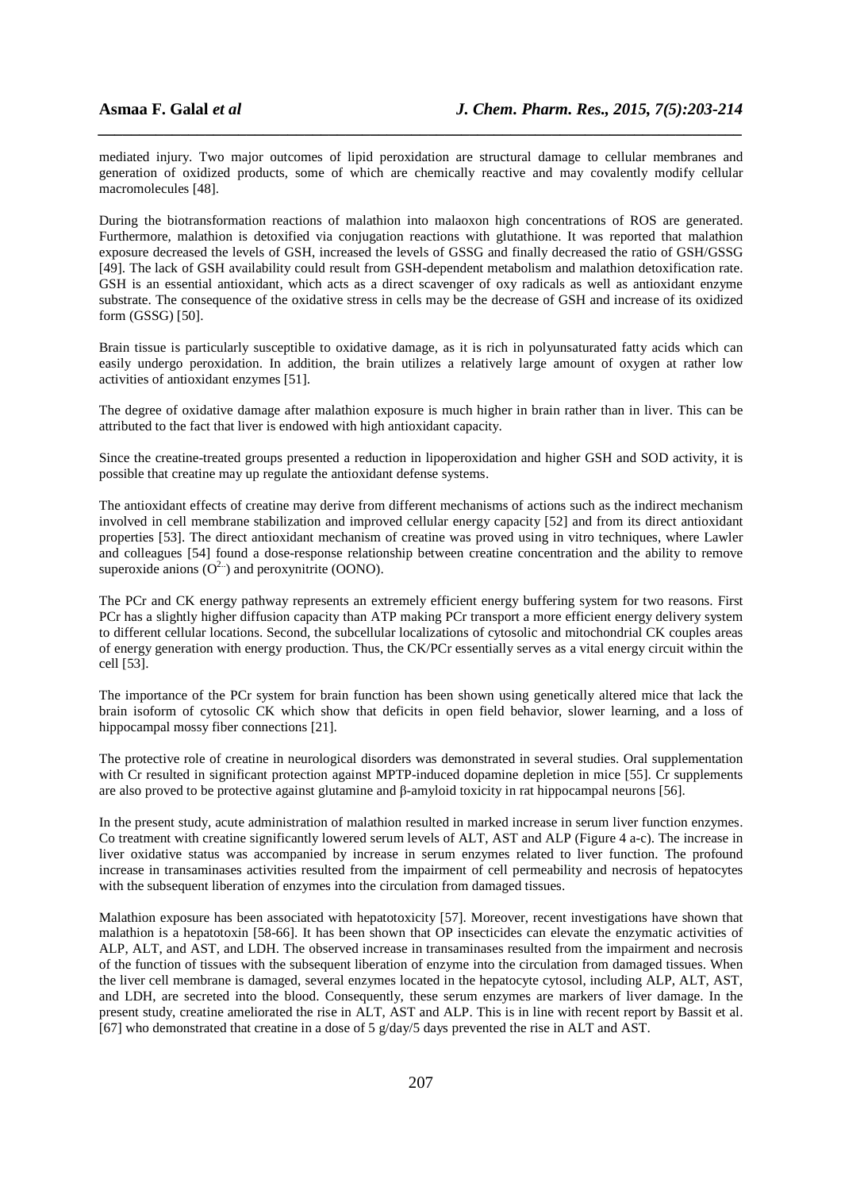mediated injury. Two major outcomes of lipid peroxidation are structural damage to cellular membranes and generation of oxidized products, some of which are chemically reactive and may covalently modify cellular macromolecules [48].

During the biotransformation reactions of malathion into malaoxon high concentrations of ROS are generated. Furthermore, malathion is detoxified via conjugation reactions with glutathione. It was reported that malathion exposure decreased the levels of GSH, increased the levels of GSSG and finally decreased the ratio of GSH/GSSG [49]. The lack of GSH availability could result from GSH-dependent metabolism and malathion detoxification rate. GSH is an essential antioxidant, which acts as a direct scavenger of oxy radicals as well as antioxidant enzyme substrate. The consequence of the oxidative stress in cells may be the decrease of GSH and increase of its oxidized form (GSSG) [50].

Brain tissue is particularly susceptible to oxidative damage, as it is rich in polyunsaturated fatty acids which can easily undergo peroxidation. In addition, the brain utilizes a relatively large amount of oxygen at rather low activities of antioxidant enzymes [51].

The degree of oxidative damage after malathion exposure is much higher in brain rather than in liver. This can be attributed to the fact that liver is endowed with high antioxidant capacity.

Since the creatine-treated groups presented a reduction in lipoperoxidation and higher GSH and SOD activity, it is possible that creatine may up regulate the antioxidant defense systems.

The antioxidant effects of creatine may derive from different mechanisms of actions such as the indirect mechanism involved in cell membrane stabilization and improved cellular energy capacity [52] and from its direct antioxidant properties [53]. The direct antioxidant mechanism of creatine was proved using in vitro techniques, where Lawler and colleagues [54] found a dose-response relationship between creatine concentration and the ability to remove superoxide anions ($O^{2-}$) and peroxynitrite (OONO).

The PCr and CK energy pathway represents an extremely efficient energy buffering system for two reasons. First PCr has a slightly higher diffusion capacity than ATP making PCr transport a more efficient energy delivery system to different cellular locations. Second, the subcellular localizations of cytosolic and mitochondrial CK couples areas of energy generation with energy production. Thus, the CK/PCr essentially serves as a vital energy circuit within the cell [53].

The importance of the PCr system for brain function has been shown using genetically altered mice that lack the brain isoform of cytosolic CK which show that deficits in open field behavior, slower learning, and a loss of hippocampal mossy fiber connections [21].

The protective role of creatine in neurological disorders was demonstrated in several studies. Oral supplementation with Cr resulted in significant protection against MPTP-induced dopamine depletion in mice [55]. Cr supplements are also proved to be protective against glutamine and β-amyloid toxicity in rat hippocampal neurons [56].

In the present study, acute administration of malathion resulted in marked increase in serum liver function enzymes. Co treatment with creatine significantly lowered serum levels of ALT, AST and ALP (Figure 4 a-c). The increase in liver oxidative status was accompanied by increase in serum enzymes related to liver function. The profound increase in transaminases activities resulted from the impairment of cell permeability and necrosis of hepatocytes with the subsequent liberation of enzymes into the circulation from damaged tissues.

Malathion exposure has been associated with hepatotoxicity [57]. Moreover, recent investigations have shown that malathion is a hepatotoxin [58-66]. It has been shown that OP insecticides can elevate the enzymatic activities of ALP, ALT, and AST, and LDH. The observed increase in transaminases resulted from the impairment and necrosis of the function of tissues with the subsequent liberation of enzyme into the circulation from damaged tissues. When the liver cell membrane is damaged, several enzymes located in the hepatocyte cytosol, including ALP, ALT, AST, and LDH, are secreted into the blood. Consequently, these serum enzymes are markers of liver damage. In the present study, creatine ameliorated the rise in ALT, AST and ALP. This is in line with recent report by Bassit et al. [67] who demonstrated that creatine in a dose of 5 g/day/5 days prevented the rise in ALT and AST.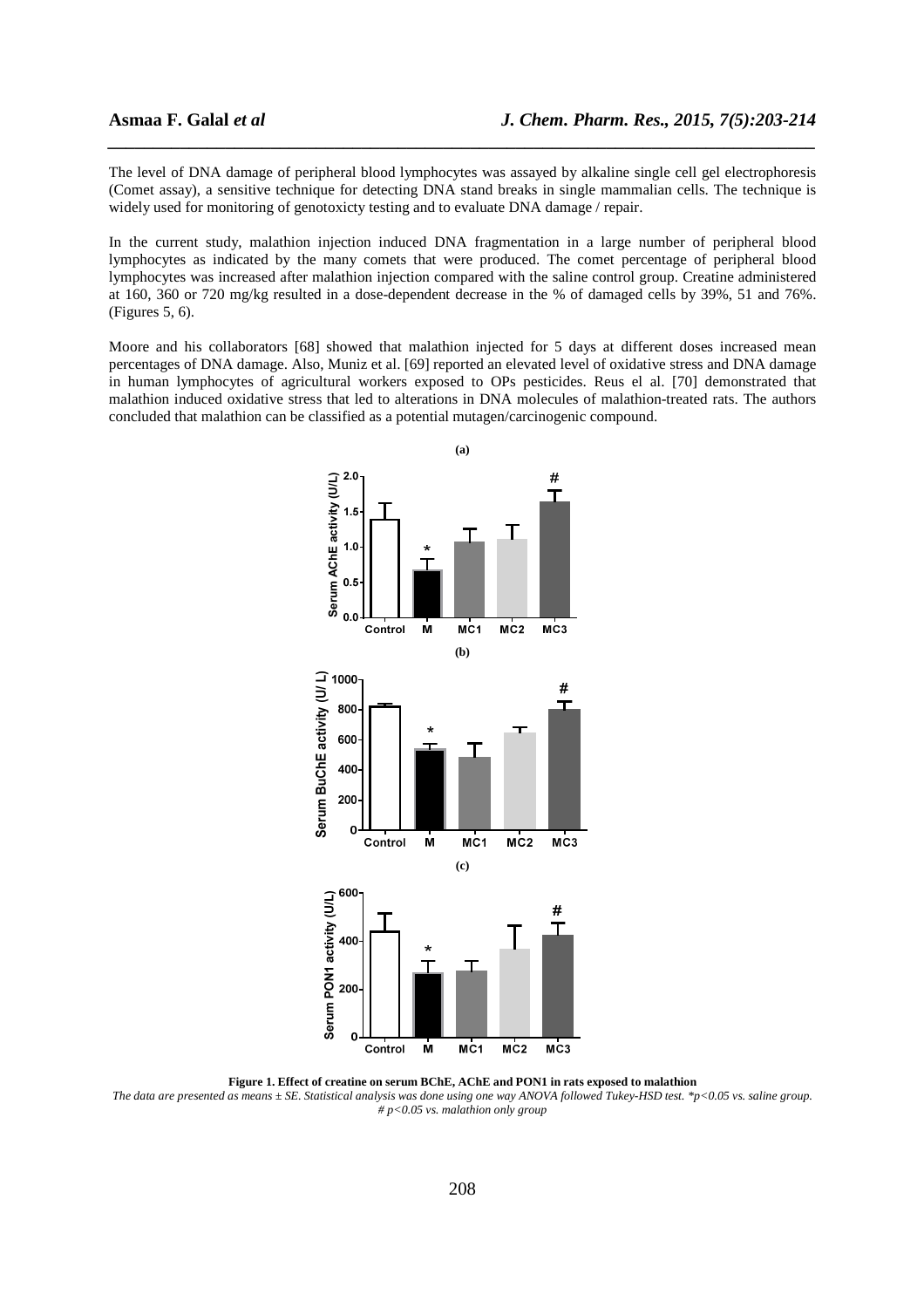The level of DNA damage of peripheral blood lymphocytes was assayed by alkaline single cell gel electrophoresis (Comet assay), a sensitive technique for detecting DNA stand breaks in single mammalian cells. The technique is widely used for monitoring of genotoxicty testing and to evaluate DNA damage / repair.

In the current study, malathion injection induced DNA fragmentation in a large number of peripheral blood lymphocytes as indicated by the many comets that were produced. The comet percentage of peripheral blood lymphocytes was increased after malathion injection compared with the saline control group. Creatine administered at 160, 360 or 720 mg/kg resulted in a dose-dependent decrease in the % of damaged cells by 39%, 51 and 76%. (Figures 5, 6).

Moore and his collaborators [68] showed that malathion injected for 5 days at different doses increased mean percentages of DNA damage. Also, Muniz et al. [69] reported an elevated level of oxidative stress and DNA damage in human lymphocytes of agricultural workers exposed to OPs pesticides. Reus el al. [70] demonstrated that malathion induced oxidative stress that led to alterations in DNA molecules of malathion-treated rats. The authors concluded that malathion can be classified as a potential mutagen/carcinogenic compound.

**Figure 1. Effect of creatine on serum BChE, AChE and PON1 in rats exposed to malathion**

*The data are presented as means ± SE. Statistical analysis was done using one way ANOVA followed Tukey-HSD test. *p<0.05 vs. saline group. # p<0.05 vs. malathion only group*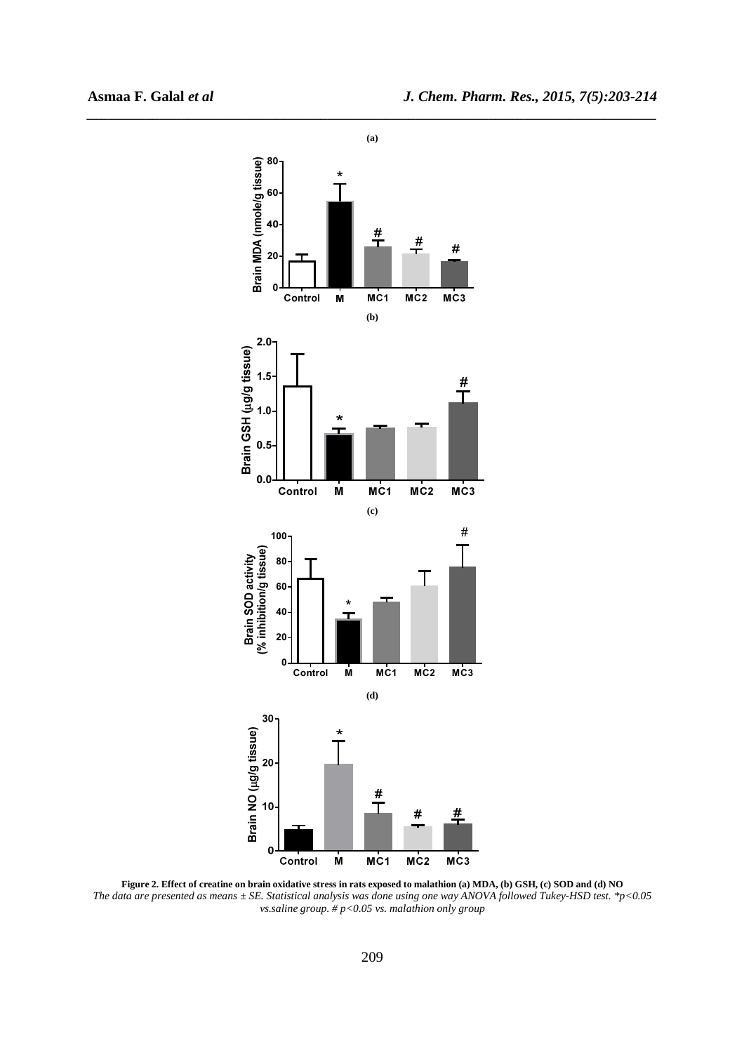Figure 2. Effect of creatine on brain oxidative stress in rats exposed to malathion (a) MDA, (b) GSH, (c) SOD and (d) NO

*The data are presented as means ± SE. Statistical analysis was done using one way ANOVA followed Tukey-HSD test. *p<0.05 vs.saline group. # p<0.05 vs. malathion only group*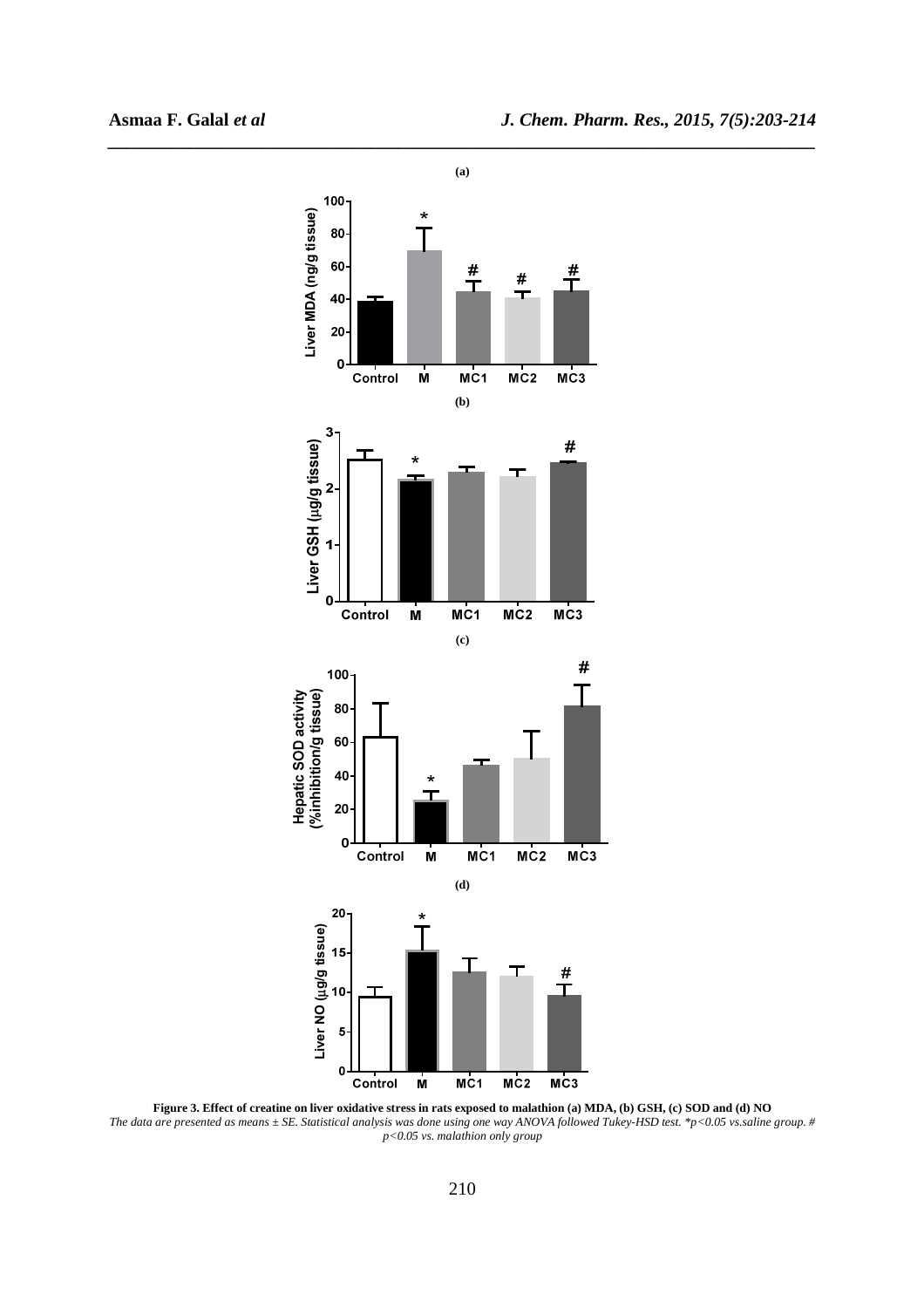(a)

(b)

(c)

(d)

**Figure 3. Effect of creatine on liver oxidative stress in rats exposed to malathion (a) MDA, (b) GSH, (c) SOD and (d) NO**

*The data are presented as means ± SE. Statistical analysis was done using one way ANOVA followed Tukey-HSD test. *p<0.05 vs.saline group. # p<0.05 vs. malathion only group*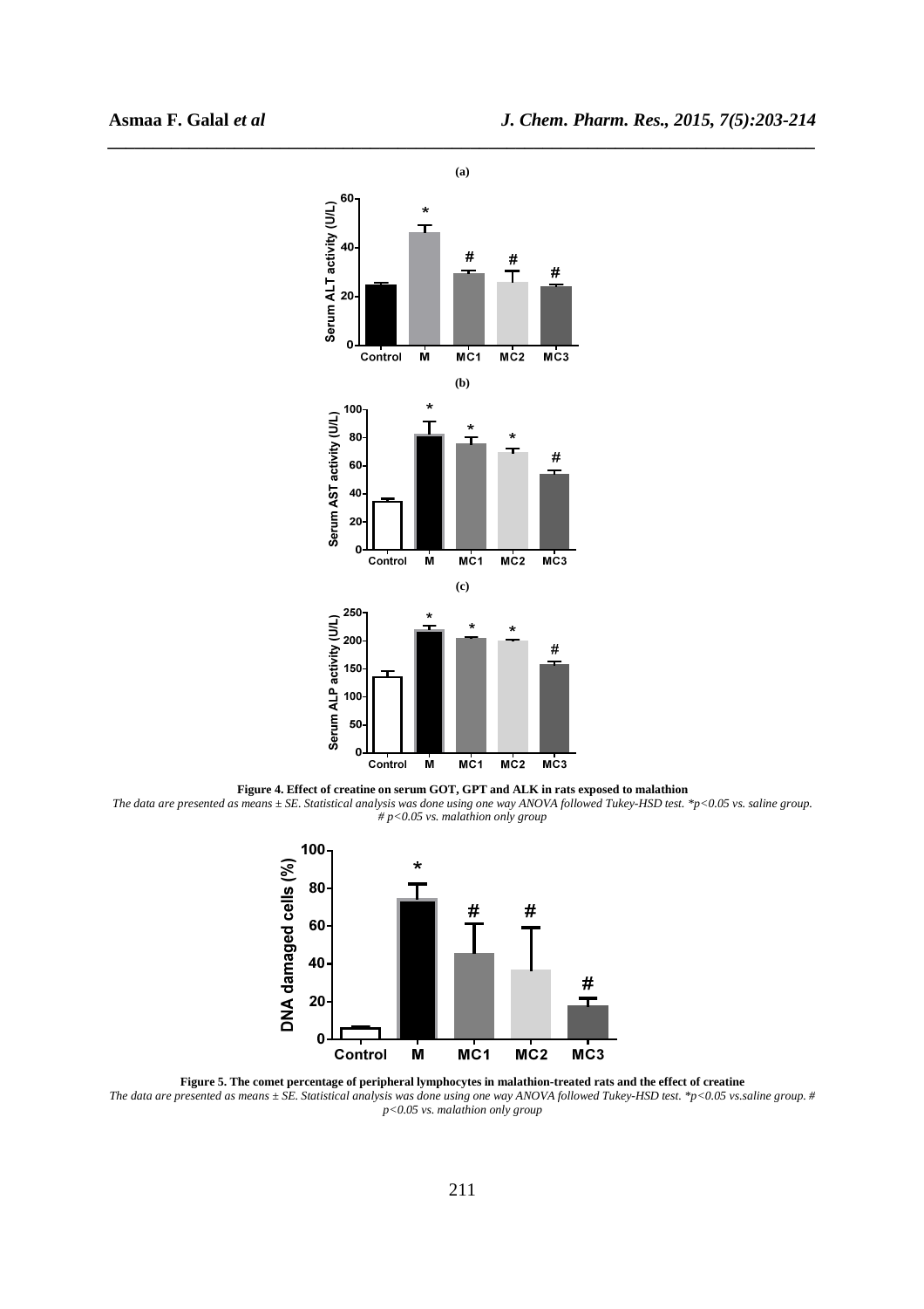**Figure 4. Effect of creatine on serum GOT, GPT and ALK in rats exposed to malathion**

*The data are presented as means ± SE. Statistical analysis was done using one way ANOVA followed Tukey-HSD test. *p<0.05 vs. saline group. # p<0.05 vs. malathion only group*

**Figure 5. The comet percentage of peripheral lymphocytes in malathion-treated rats and the effect of creatine**

*The data are presented as means ± SE. Statistical analysis was done using one way ANOVA followed Tukey-HSD test. *p<0.05 vs.saline group. # p<0.05 vs. malathion only group*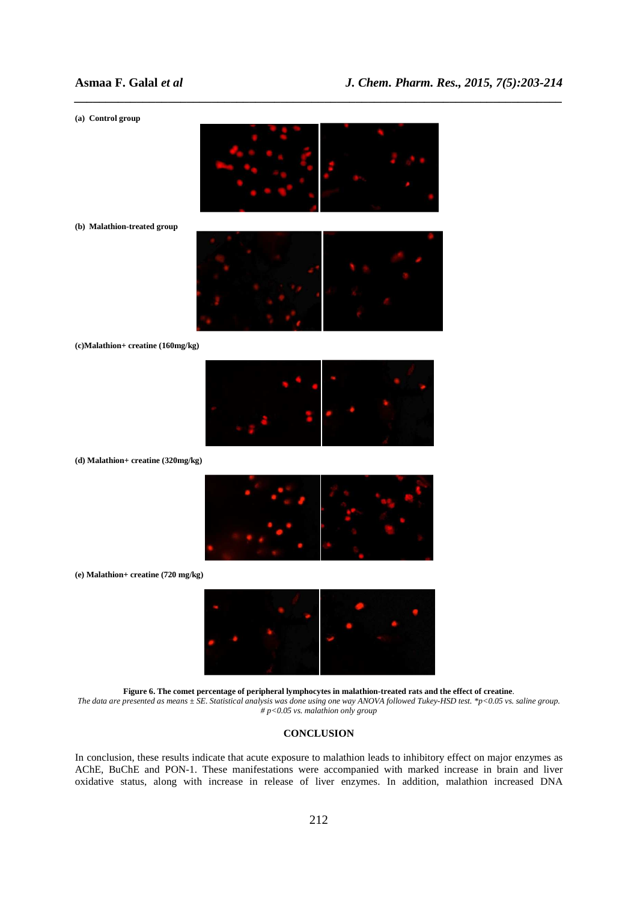(a) **Control group**

(b) **Malathion-treated group**

(c) **Malathion+ creatine (160mg/kg)**

(d) **Malathion+ creatine (320mg/kg)**

(e) **Malathion+ creatine (720 mg/kg)**

**Figure 6. The comet percentage of peripheral lymphocytes in malathion-treated rats and the effect of creatine**.
*The data are presented as means ± SE. Statistical analysis was done using one way ANOVA followed Tukey-HSD test. *p<0.05 vs. saline group. # p<0.05 vs. malathion only group*

## CONCLUSION

In conclusion, these results indicate that acute exposure to malathion leads to inhibitory effect on major enzymes as AChE, BuChE and PON-1. These manifestations were accompanied with marked increase in brain and liver oxidative status, along with increase in release of liver enzymes. In addition, malathion increased DNA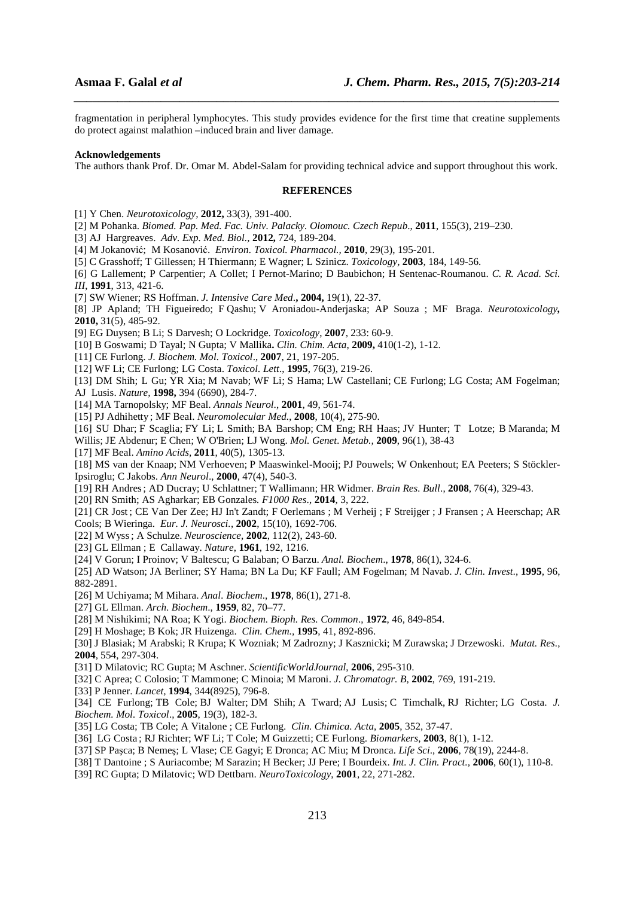fragmentation in peripheral lymphocytes. This study provides evidence for the first time that creatine supplements do protect against malathion –induced brain and liver damage.

**Acknowledgements**

The authors thank Prof. Dr. Omar M. Abdel-Salam for providing technical advice and support throughout this work.

## REFERENCES

[1] Y Chen. *Neurotoxicology*, **2012,** 33(3), 391-400.

[2] M Pohanka. *Biomed. Pap. Med. Fac. Univ. Palacky. Olomouc. Czech Repub*., **2011**, 155(3), 219–230.

[3] AJ Hargreaves. *Adv. Exp. Med. Biol.,* **2012,** 724, 189-204.

[4] M Jokanović; M Kosanović. *Environ. Toxicol. Pharmacol.,* **2010**, 29(3), 195-201.

[5] C Grasshoff; T Gillessen; H Thiermann; E Wagner; L Szinicz. *Toxicology*, **2003**, 184, 149-56.

[6] G Lallement; P Carpentier; A Collet; I Pernot-Marino; D Baubichon; H Sentenac-Roumanou. *C. R. Acad. Sci. III*, **1991**, 313, 421-6.

[7] SW Wiener; RS Hoffman. *J. Intensive Care Med*.**, 2004,** 19(1), 22-37.

[8] JP Apland; TH Figueiredo; F Qashu; V Aroniadou-Anderjaska; AP Souza ; MF Braga. *Neurotoxicology***, 2010,** 31(5), 485-92.

[9] EG Duysen; B Li; S Darvesh; O Lockridge. *Toxicology*, **2007**, 233: 60-9.

[10] B Goswami; D Tayal; N Gupta; V Mallika**.** *Clin. Chim. Acta*, **2009,** 410(1-2), 1-12.

[11] CE Furlong. *J. Biochem. Mol. Toxicol*., **2007**, 21, 197-205.

[12] WF Li; CE Furlong; LG Costa. *Toxicol. Lett*., **1995**, 76(3), 219-26.

[13] DM Shih; L Gu; YR Xia; M Navab; WF Li; S Hama; LW Castellani; CE Furlong; LG Costa; AM Fogelman; AJ Lusis. *Nature,* **1998,** 394 (6690), 284-7.

[14] MA Tarnopolsky; MF Beal. *Annals Neurol*., **2001**, 49, 561-74.

[15] PJ Adhihetty ; MF Beal. *Neuromolecular Med.,* **2008**, 10(4), 275-90.

[16] SU Dhar; F Scaglia; FY Li; L Smith; BA Barshop; CM Eng; RH Haas; JV Hunter; T Lotze; B Maranda; M Willis; JE Abdenur; E Chen; W O'Brien; LJ Wong. *Mol. Genet. Metab.,* **2009**, 96(1), 38-43

[17] MF Beal. *Amino Acids*, **2011**, 40(5), 1305-13.

[18] MS van der Knaap; NM Verhoeven; P Maaswinkel-Mooij; PJ Pouwels; W Onkenhout; EA Peeters; S Stöckler-Ipsiroglu; C Jakobs. *Ann Neurol*., **2000**, 47(4), 540-3.

[19] RH Andres ; AD Ducray; U Schlattner; T Wallimann; HR Widmer. *Brain Res. Bull*., **2008**, 76(4), 329-43.

[20] RN Smith; AS Agharkar; EB Gonzales. *F1000 Res*., **2014**, 3, 222.

[21] CR Jost ; CE Van Der Zee; HJ In't Zandt; F Oerlemans ; M Verheij ; F Streijger ; J Fransen ; A Heerschap; AR Cools; B Wieringa. *Eur. J. Neurosci.,* **2002**, 15(10), 1692-706.

[22] M Wyss ; A Schulze. *Neuroscience,* **2002**, 112(2), 243-60.

[23] GL Ellman ; E Callaway. *Nature*, **1961**, 192, 1216.

[24] V Gorun; I Proinov; V Baltescu; G Balaban; O Barzu. *Anal. Biochem*., **1978**, 86(1), 324-6.

[25] AD Watson; JA Berliner; SY Hama; BN La Du; KF Faull; AM Fogelman; M Navab. *J. Clin. Invest*., **1995**, 96, 882-2891.

[26] M Uchiyama; M Mihara. *Anal. Biochem*., **1978**, 86(1), 271-8.

[27] GL Ellman. *Arch. Biochem*., **1959**, 82, 70–77.

[28] M Nishikimi; NA Roa; K Yogi. *Biochem. Bioph. Res. Common*., **1972**, 46, 849-854.

[29] H Moshage; B Kok; JR Huizenga. *Clin. Chem.,* **1995**, 41, 892-896.

[30] J Blasiak; M Arabski; R Krupa; K Wozniak; M Zadrozny; J Kasznicki; M Zurawska; J Drzewoski. *Mutat. Res.,* **2004**, 554, 297-304.

[31] D Milatovic; RC Gupta; M Aschner. *ScientificWorldJournal*, **2006**, 295-310.

[32] C Aprea; C Colosio; T Mammone; C Minoia; M Maroni. *J. Chromatogr. B,* **2002**, 769, 191-219.

[33] P Jenner. *Lancet,* **1994**, 344(8925), 796-8.

[34] CE Furlong; TB Cole; BJ Walter; DM Shih; A Tward; AJ Lusis; C Timchalk, RJ Richter; LG Costa. *J. Biochem. Mol. Toxicol*., **2005**, 19(3), 182-3.

[35] LG Costa; TB Cole; A Vitalone ; CE Furlong. *Clin. Chimica. Acta*, **2005**, 352, 37-47.

[36] LG Costa ; RJ Richter; WF Li; T Cole; M Guizzetti; CE Furlong. *Biomarkers,* **2003**, 8(1), 1-12.

[37] SP Pașca; B Nemeș; L Vlase; CE Gagyi; E Dronca; AC Miu; M Dronca. *Life Sci*., **2006**, 78(19), 2244-8.

[38] T Dantoine ; S Auriacombe; M Sarazin; H Becker; JJ Pere; I Bourdeix. *Int. J. Clin. Pract.,* **2006**, 60(1), 110-8.

[39] RC Gupta; D Milatovic; WD Dettbarn. *NeuroToxicology*, **2001**, 22, 271-282.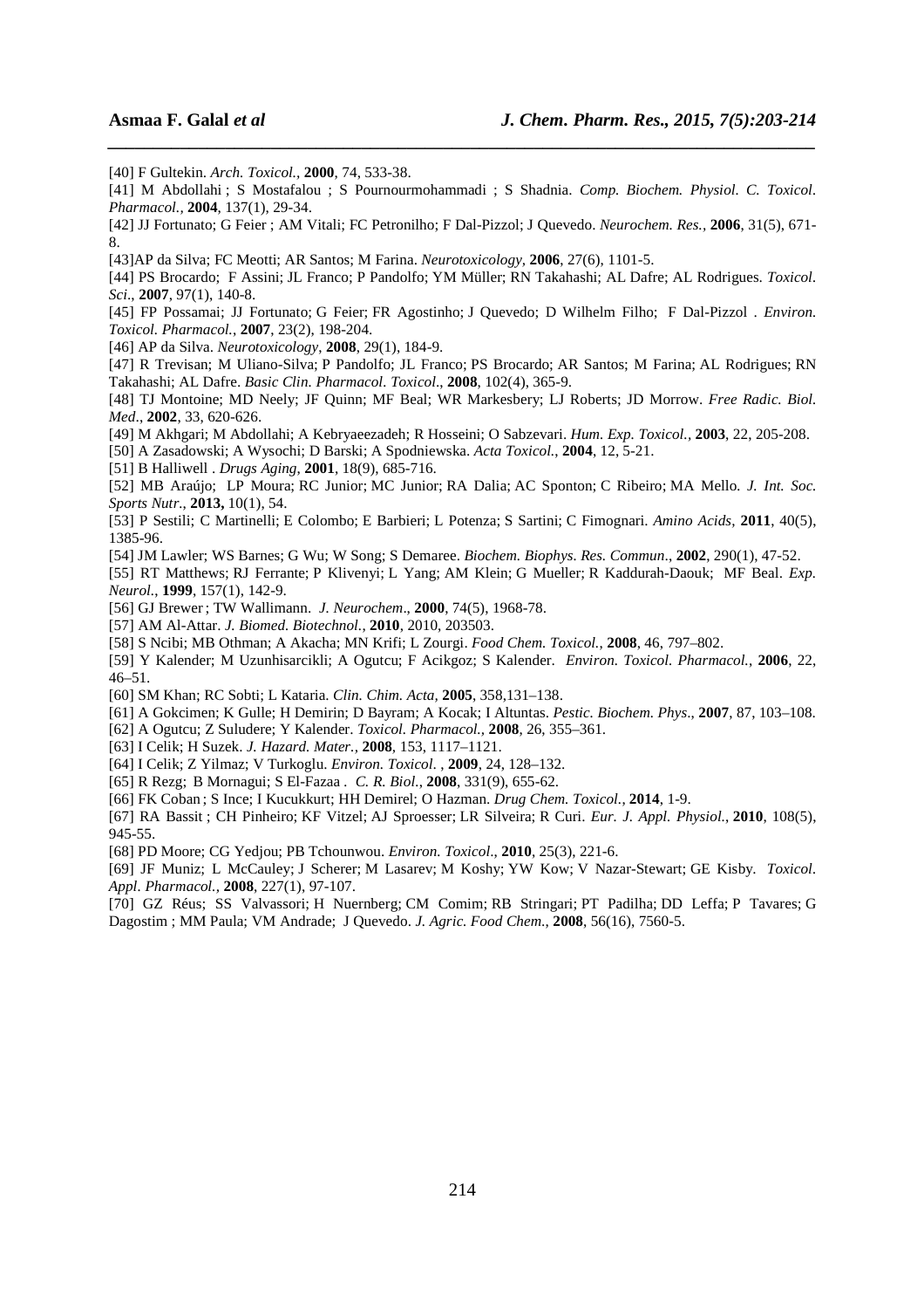[40] F Gultekin. *Arch. Toxicol.*, **2000**, 74, 533-38.

[41] M Abdollahi ; S Mostafalou ; S Pournourmohammadi ; S Shadnia. *Comp. Biochem. Physiol. C. Toxicol. Pharmacol.*, **2004**, 137(1), 29-34.

[42] JJ Fortunato; G Feier ; AM Vitali; FC Petronilho; F Dal-Pizzol; J Quevedo. *Neurochem. Res.*, **2006**, 31(5), 671-8.

[43]AP da Silva; FC Meotti; AR Santos; M Farina. *Neurotoxicology*, **2006**, 27(6), 1101-5.

[44] PS Brocardo; F Assini; JL Franco; P Pandolfo; YM Müller; RN Takahashi; AL Dafre; AL Rodrigues. *Toxicol. Sci*., **2007**, 97(1), 140-8.

[45] FP Possamai; JJ Fortunato; G Feier; FR Agostinho; J Quevedo; D Wilhelm Filho; F Dal-Pizzol . *Environ. Toxicol. Pharmacol.*, **2007**, 23(2), 198-204.

[46] AP da Silva. *Neurotoxicology*, **2008**, 29(1), 184-9.

[47] R Trevisan; M Uliano-Silva; P Pandolfo; JL Franco; PS Brocardo; AR Santos; M Farina; AL Rodrigues; RN Takahashi; AL Dafre. *Basic Clin. Pharmacol. Toxicol*., **2008**, 102(4), 365-9.

[48] TJ Montoine; MD Neely; JF Quinn; MF Beal; WR Markesbery; LJ Roberts; JD Morrow. *Free Radic. Biol. Med*., **2002**, 33, 620-626.

[49] M Akhgari; M Abdollahi; A Kebryaeezadeh; R Hosseini; O Sabzevari. *Hum. Exp. Toxicol.*, **2003**, 22, 205-208.

[50] A Zasadowski; A Wysochi; D Barski; A Spodniewska. *Acta Toxicol.*, **2004**, 12, 5-21.

[51] B Halliwell . *Drugs Aging*, **2001**, 18(9), 685-716.

[52] MB Araújo; LP Moura; RC Junior; MC Junior; RA Dalia; AC Sponton; C Ribeiro; MA Mello. *J. Int. Soc. Sports Nutr*., **2013,** 10(1), 54.

[53] P Sestili; C Martinelli; E Colombo; E Barbieri; L Potenza; S Sartini; C Fimognari. *Amino Acids*, **2011**, 40(5), 1385-96.

[54] JM Lawler; WS Barnes; G Wu; W Song; S Demaree. *Biochem. Biophys. Res. Commun*., **2002**, 290(1), 47-52.

[55] RT Matthews; RJ Ferrante; P Klivenyi; L Yang; AM Klein; G Mueller; R Kaddurah-Daouk; MF Beal. *Exp. Neurol.*, **1999**, 157(1), 142-9.

[56] GJ Brewer ; TW Wallimann. *J. Neurochem*., **2000**, 74(5), 1968-78.

[57] AM Al-Attar. *J. Biomed. Biotechnol.*, **2010**, 2010, 203503.

[58] S Ncibi; MB Othman; A Akacha; MN Krifi; L Zourgi. *Food Chem. Toxicol.*, **2008**, 46, 797–802.

[59] Y Kalender; M Uzunhisarcikli; A Ogutcu; F Acikgoz; S Kalender. *Environ. Toxicol. Pharmacol.*, **2006**, 22, 46–51.

[60] SM Khan; RC Sobti; L Kataria. *Clin. Chim. Acta,* **2005**, 358,131–138.

[61] A Gokcimen; K Gulle; H Demirin; D Bayram; A Kocak; I Altuntas. *Pestic. Biochem. Phys*., **2007**, 87, 103–108.

[62] A Ogutcu; Z Suludere; Y Kalender. *Toxicol. Pharmacol.*, **2008**, 26, 355–361.

[63] I Celik; H Suzek. *J. Hazard. Mater.*, **2008**, 153, 1117–1121.

[64] I Celik; Z Yilmaz; V Turkoglu. *Environ. Toxicol.* , **2009**, 24, 128–132.

[65] R Rezg; B Mornagui; S El-Fazaa . *C. R. Biol*., **2008**, 331(9), 655-62.

[66] FK Coban ; S Ince; I Kucukkurt; HH Demirel; O Hazman. *Drug Chem. Toxicol.*, **2014**, 1-9.

[67] RA Bassit ; CH Pinheiro; KF Vitzel; AJ Sproesser; LR Silveira; R Curi. *Eur. J. Appl. Physiol.*, **2010**, 108(5), 945-55.

[68] PD Moore; CG Yedjou; PB Tchounwou. *Environ. Toxicol*., **2010**, 25(3), 221-6.

[69] JF Muniz; L McCauley; J Scherer; M Lasarev; M Koshy; YW Kow; V Nazar-Stewart; GE Kisby. *Toxicol. Appl. Pharmacol.*, **2008**, 227(1), 97-107.

[70] GZ Réus; SS Valvassori; H Nuernberg; CM Comim; RB Stringari; PT Padilha; DD Leffa; P Tavares; G Dagostim ; MM Paula; VM Andrade; J Quevedo. *J. Agric. Food Chem.*, **2008**, 56(16), 7560-5.